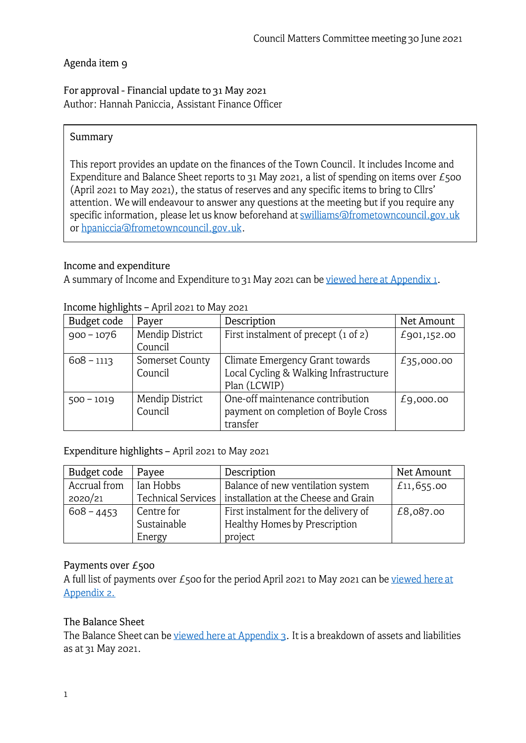Council Matters Committee meeting 30 June 2021

Agenda item 9

For approval - Financial update to 31 May 2021
Author: Hannah Paniccia, Assistant Finance Officer

> **Summary**
>
> This report provides an update on the finances of the Town Council. It includes Income and Expenditure and Balance Sheet reports to 31 May 2021, a list of spending on items over £500 (April 2021 to May 2021), the status of reserves and any specific items to bring to Cllrs' attention. We will endeavour to answer any questions at the meeting but if you require any specific information, please let us know beforehand at swilliams@frometowncouncil.gov.uk or hpaniccia@frometowncouncil.gov.uk.

## Income and expenditure

A summary of Income and Expenditure to 31 May 2021 can be viewed here at Appendix 1.

Income highlights – April 2021 to May 2021

| Budget code | Payer | Description | Net Amount |
|---|---|---|---|
| 900 – 1076 | Mendip District Council | First instalment of precept (1 of 2) | £901,152.00 |
| 608 – 1113 | Somerset County Council | Climate Emergency Grant towards Local Cycling & Walking Infrastructure Plan (LCWIP) | £35,000.00 |
| 500 – 1019 | Mendip District Council | One-off maintenance contribution payment on completion of Boyle Cross transfer | £9,000.00 |

Expenditure highlights – April 2021 to May 2021

| Budget code | Payee | Description | Net Amount |
|---|---|---|---|
| Accrual from 2020/21 | Ian Hobbs Technical Services | Balance of new ventilation system installation at the Cheese and Grain | £11,655.00 |
| 608 – 4453 | Centre for Sustainable Energy | First instalment for the delivery of Healthy Homes by Prescription project | £8,087.00 |

## Payments over £500

A full list of payments over £500 for the period April 2021 to May 2021 can be viewed here at Appendix 2.

## The Balance Sheet

The Balance Sheet can be viewed here at Appendix 3. It is a breakdown of assets and liabilities as at 31 May 2021.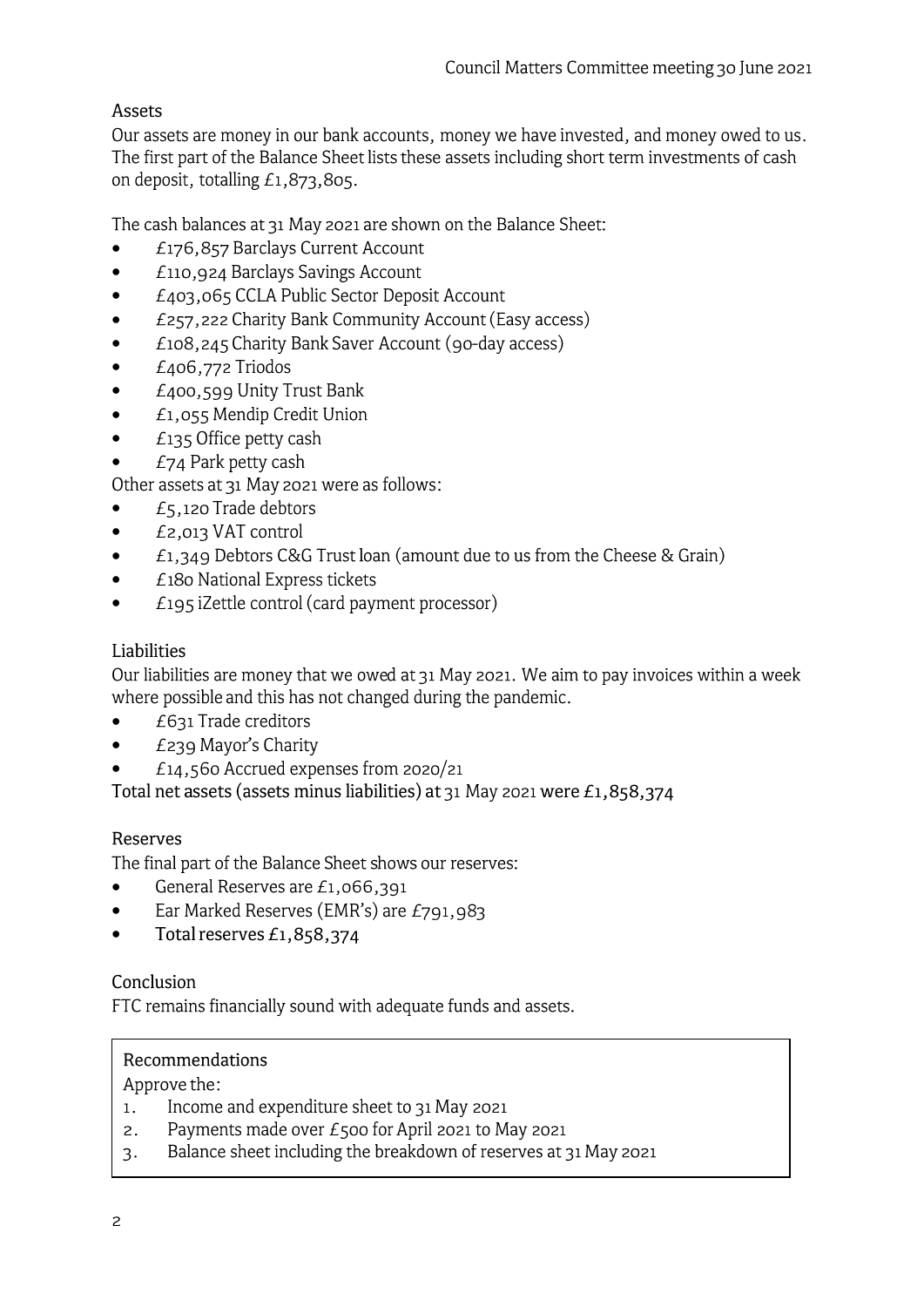## Assets

Our assets are money in our bank accounts, money we have invested, and money owed to us. The first part of the Balance Sheet lists these assets including short term investments of cash on deposit, totalling £1,873,805.

The cash balances at 31 May 2021 are shown on the Balance Sheet:

- £176,857 Barclays Current Account
- £110,924 Barclays Savings Account
- £403,065 CCLA Public Sector Deposit Account
- £257,222 Charity Bank Community Account (Easy access)
- £108,245 Charity Bank Saver Account (90-day access)
- £406,772 Triodos
- £400,599 Unity Trust Bank
- £1,055 Mendip Credit Union
- £135 Office petty cash
- £74 Park petty cash

Other assets at 31 May 2021 were as follows:

- £5,120 Trade debtors
- £2,013 VAT control
- £1,349 Debtors C&G Trust loan (amount due to us from the Cheese & Grain)
- £180 National Express tickets
- £195 iZettle control (card payment processor)

## Liabilities

Our liabilities are money that we owed at 31 May 2021. We aim to pay invoices within a week where possible and this has not changed during the pandemic.

- £631 Trade creditors
- £239 Mayor's Charity
- £14,560 Accrued expenses from 2020/21

**Total net assets (assets minus liabilities) at 31 May 2021 were £1,858,374**

## Reserves

The final part of the Balance Sheet shows our reserves:

- General Reserves are £1,066,391
- Ear Marked Reserves (EMR's) are £791,983
- **Total reserves £1,858,374**

## Conclusion

FTC remains financially sound with adequate funds and assets.

> **Recommendations**
>
> Approve the:
>
> 1. Income and expenditure sheet to 31 May 2021
> 2. Payments made over £500 for April 2021 to May 2021
> 3. Balance sheet including the breakdown of reserves at 31 May 2021